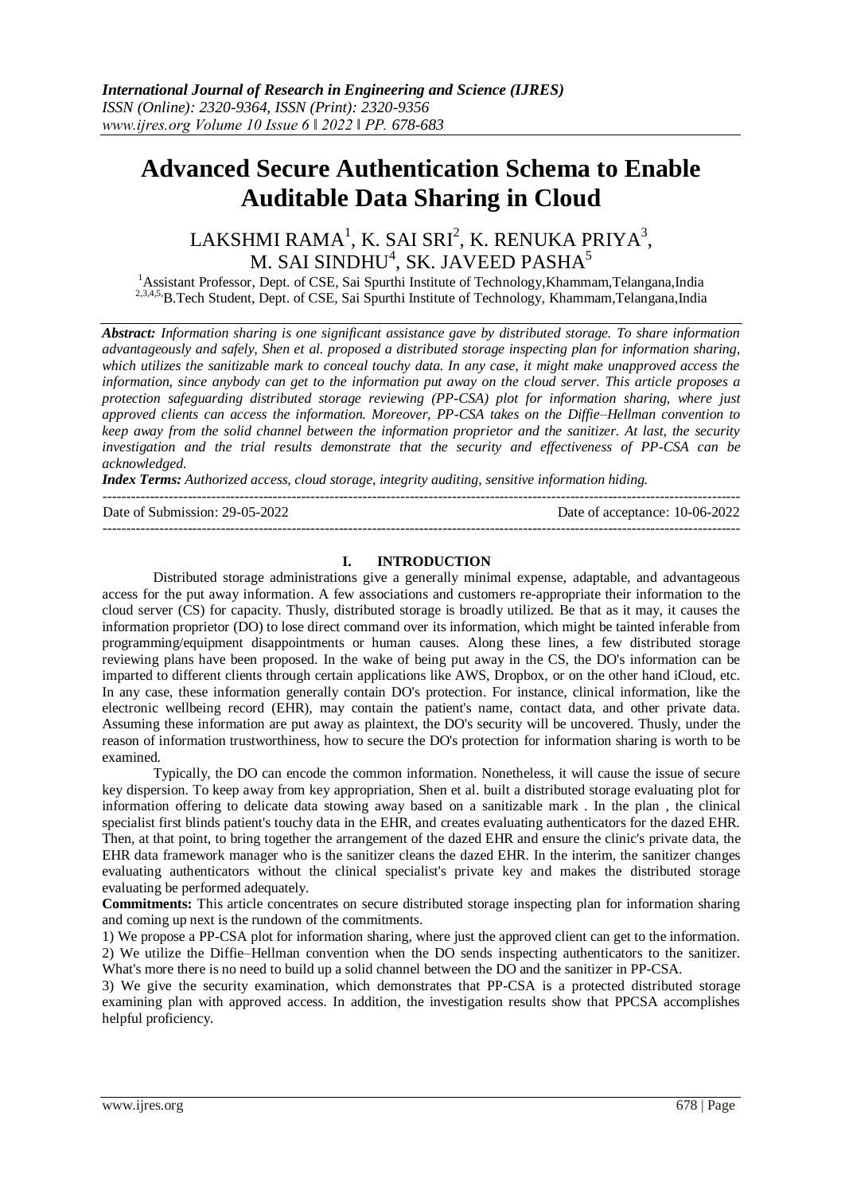*International Journal of Research in Engineering and Science (IJRES)*
*ISSN (Online): 2320-9364, ISSN (Print): 2320-9356*
*www.ijres.org Volume 10 Issue 6 ǁ 2022 ǁ PP. 678-683*

# Advanced Secure Authentication Schema to Enable Auditable Data Sharing in Cloud

LAKSHMI RAMA[1], K. SAI SRI[2], K. RENUKA PRIYA[3], M. SAI SINDHU[4], SK. JAVEED PASHA[5]

[1]Assistant Professor, Dept. of CSE, Sai Spurthi Institute of Technology,Khammam,Telangana,India
[2,3,4,5,]B.Tech Student, Dept. of CSE, Sai Spurthi Institute of Technology, Khammam,Telangana,India

***Abstract:*** *Information sharing is one significant assistance gave by distributed storage. To share information advantageously and safely, Shen et al. proposed a distributed storage inspecting plan for information sharing, which utilizes the sanitizable mark to conceal touchy data. In any case, it might make unapproved access the information, since anybody can get to the information put away on the cloud server. This article proposes a protection safeguarding distributed storage reviewing (PP-CSA) plot for information sharing, where just approved clients can access the information. Moreover, PP-CSA takes on the Diffie–Hellman convention to keep away from the solid channel between the information proprietor and the sanitizer. At last, the security investigation and the trial results demonstrate that the security and effectiveness of PP-CSA can be acknowledged.*

***Index Terms:*** *Authorized access, cloud storage, integrity auditing, sensitive information hiding.*

---

Date of Submission: 29-05-2022 Date of acceptance: 10-06-2022

---

## I. INTRODUCTION

Distributed storage administrations give a generally minimal expense, adaptable, and advantageous access for the put away information. A few associations and customers re-appropriate their information to the cloud server (CS) for capacity. Thusly, distributed storage is broadly utilized. Be that as it may, it causes the information proprietor (DO) to lose direct command over its information, which might be tainted inferable from programming/equipment disappointments or human causes. Along these lines, a few distributed storage reviewing plans have been proposed. In the wake of being put away in the CS, the DO's information can be imparted to different clients through certain applications like AWS, Dropbox, or on the other hand iCloud, etc. In any case, these information generally contain DO's protection. For instance, clinical information, like the electronic wellbeing record (EHR), may contain the patient's name, contact data, and other private data. Assuming these information are put away as plaintext, the DO's security will be uncovered. Thusly, under the reason of information trustworthiness, how to secure the DO's protection for information sharing is worth to be examined.

Typically, the DO can encode the common information. Nonetheless, it will cause the issue of secure key dispersion. To keep away from key appropriation, Shen et al. built a distributed storage evaluating plot for information offering to delicate data stowing away based on a sanitizable mark . In the plan , the clinical specialist first blinds patient's touchy data in the EHR, and creates evaluating authenticators for the dazed EHR. Then, at that point, to bring together the arrangement of the dazed EHR and ensure the clinic's private data, the EHR data framework manager who is the sanitizer cleans the dazed EHR. In the interim, the sanitizer changes evaluating authenticators without the clinical specialist's private key and makes the distributed storage evaluating be performed adequately.

**Commitments:** This article concentrates on secure distributed storage inspecting plan for information sharing and coming up next is the rundown of the commitments.

1) We propose a PP-CSA plot for information sharing, where just the approved client can get to the information.
2) We utilize the Diffie–Hellman convention when the DO sends inspecting authenticators to the sanitizer. What's more there is no need to build up a solid channel between the DO and the sanitizer in PP-CSA.
3) We give the security examination, which demonstrates that PP-CSA is a protected distributed storage examining plan with approved access. In addition, the investigation results show that PPCSA accomplishes helpful proficiency.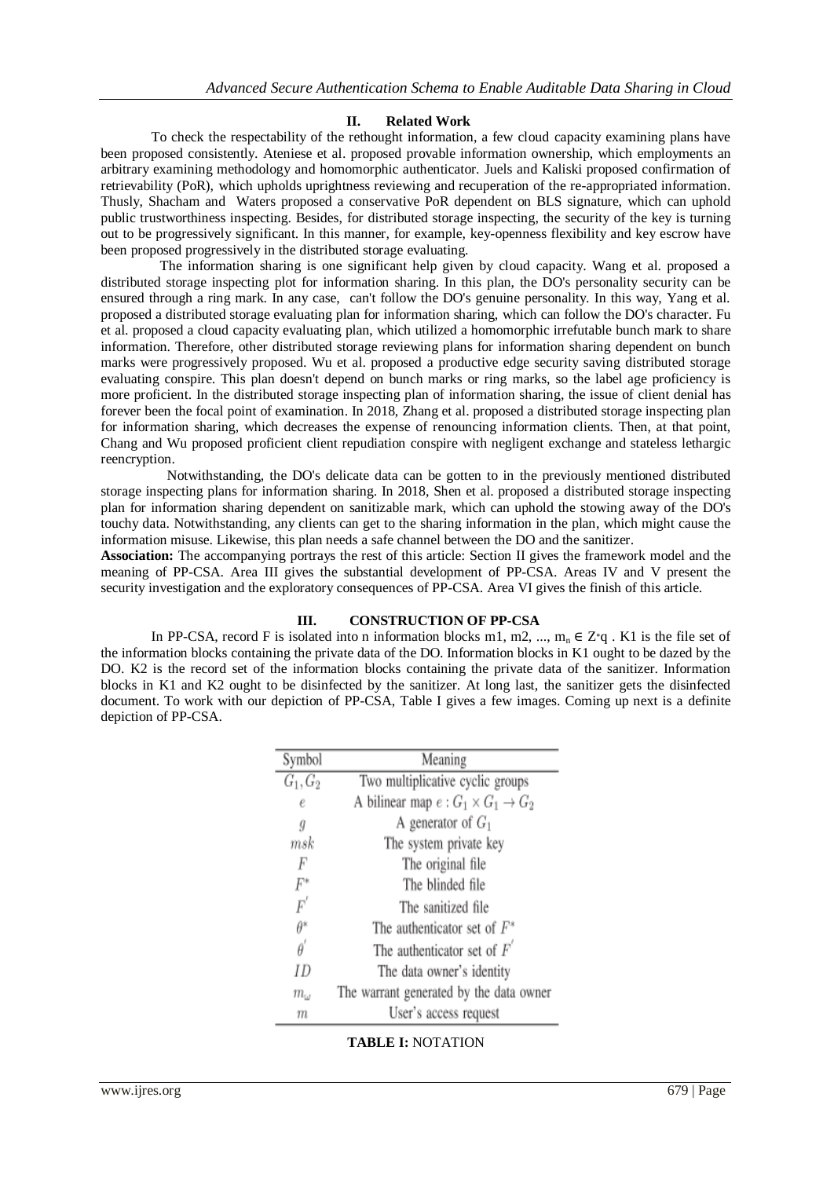## II. Related Work

To check the respectability of the rethought information, a few cloud capacity examining plans have been proposed consistently. Ateniese et al. proposed provable information ownership, which employments an arbitrary examining methodology and homomorphic authenticator. Juels and Kaliski proposed confirmation of retrievability (PoR), which upholds uprightness reviewing and recuperation of the re-appropriated information. Thusly, Shacham and Waters proposed a conservative PoR dependent on BLS signature, which can uphold public trustworthiness inspecting. Besides, for distributed storage inspecting, the security of the key is turning out to be progressively significant. In this manner, for example, key-openness flexibility and key escrow have been proposed progressively in the distributed storage evaluating.

The information sharing is one significant help given by cloud capacity. Wang et al. proposed a distributed storage inspecting plot for information sharing. In this plan, the DO's personality security can be ensured through a ring mark. In any case, can't follow the DO's genuine personality. In this way, Yang et al. proposed a distributed storage evaluating plan for information sharing, which can follow the DO's character. Fu et al. proposed a cloud capacity evaluating plan, which utilized a homomorphic irrefutable bunch mark to share information. Therefore, other distributed storage reviewing plans for information sharing dependent on bunch marks were progressively proposed. Wu et al. proposed a productive edge security saving distributed storage evaluating conspire. This plan doesn't depend on bunch marks or ring marks, so the label age proficiency is more proficient. In the distributed storage inspecting plan of information sharing, the issue of client denial has forever been the focal point of examination. In 2018, Zhang et al. proposed a distributed storage inspecting plan for information sharing, which decreases the expense of renouncing information clients. Then, at that point, Chang and Wu proposed proficient client repudiation conspire with negligent exchange and stateless lethargic reencryption.

Notwithstanding, the DO's delicate data can be gotten to in the previously mentioned distributed storage inspecting plans for information sharing. In 2018, Shen et al. proposed a distributed storage inspecting plan for information sharing dependent on sanitizable mark, which can uphold the stowing away of the DO's touchy data. Notwithstanding, any clients can get to the sharing information in the plan, which might cause the information misuse. Likewise, this plan needs a safe channel between the DO and the sanitizer.

**Association:** The accompanying portrays the rest of this article: Section II gives the framework model and the meaning of PP-CSA. Area III gives the substantial development of PP-CSA. Areas IV and V present the security investigation and the exploratory consequences of PP-CSA. Area VI gives the finish of this article.

## III. CONSTRUCTION OF PP-CSA

In PP-CSA, record F is isolated into n information blocks m1, m2, ..., $m_n \in Z^*q$ . K1 is the file set of the information blocks containing the private data of the DO. Information blocks in K1 ought to be dazed by the DO. K2 is the record set of the information blocks containing the private data of the sanitizer. Information blocks in K1 and K2 ought to be disinfected by the sanitizer. At long last, the sanitizer gets the disinfected document. To work with our depiction of PP-CSA, Table I gives a few images. Coming up next is a definite depiction of PP-CSA.

| Symbol | Meaning |
|---|---|
| $G_1, G_2$ | Two multiplicative cyclic groups |
| $e$ | A bilinear map $e : G_1 \times G_1 \rightarrow G_2$ |
| $g$ | A generator of $G_1$ |
| $msk$ | The system private key |
| $F$ | The original file |
| $F^*$ | The blinded file |
| $F'$ | The sanitized file |
| $\theta^*$ | The authenticator set of $F^*$ |
| $\theta'$ | The authenticator set of $F'$ |
| $ID$ | The data owner's identity |
| $m_\omega$ | The warrant generated by the data owner |
| $m$ | User's access request |

**TABLE I:** NOTATION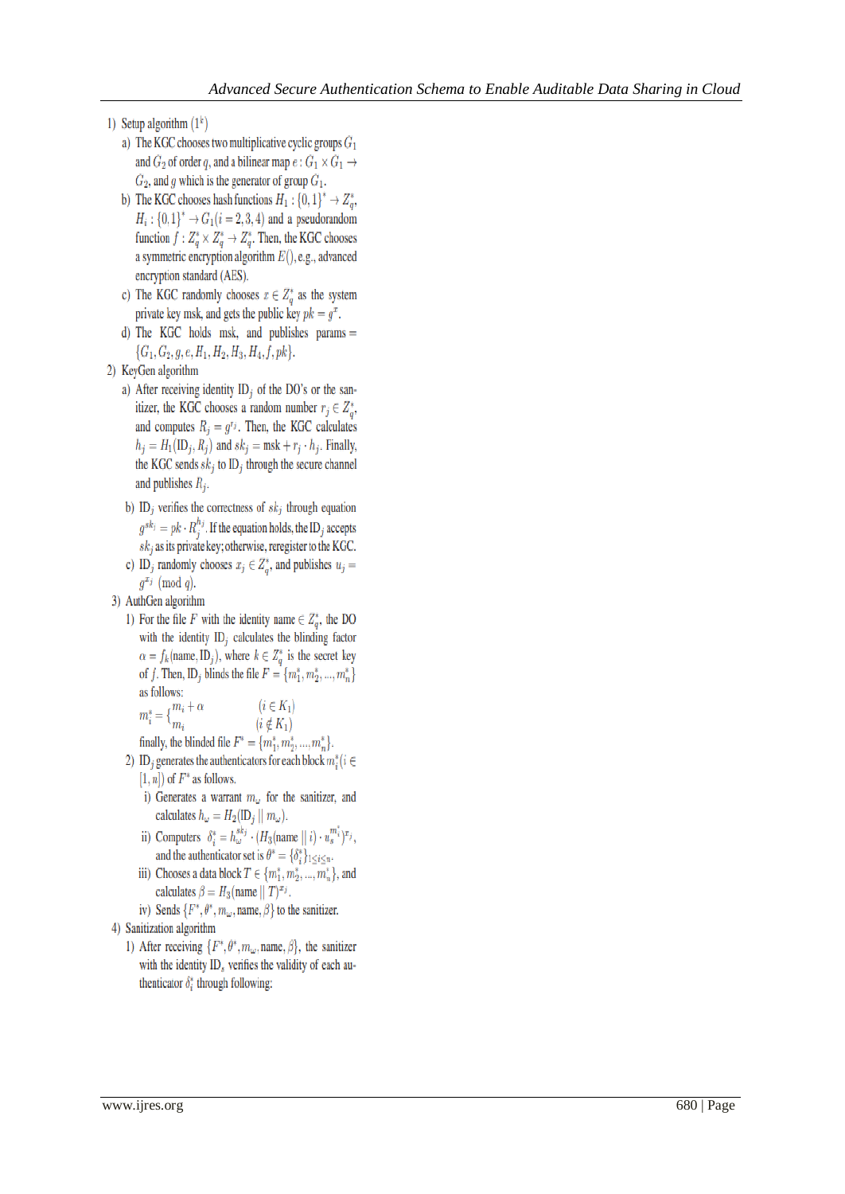1) Setup algorithm $(1^k)$

   a) The KGC chooses two multiplicative cyclic groups $G_1$ and $G_2$ of order $q$, and a bilinear map $e: G_1 \times G_1 \rightarrow G_2$, and $g$ which is the generator of group $G_1$.

   b) The KGC chooses hash functions $H_1 : \{0,1\}^* \rightarrow Z_q^*$, $H_i : \{0,1\}^* \rightarrow G_1 (i = 2,3,4)$ and a pseudorandom function $f : Z_q^* \times Z_q^* \rightarrow Z_q^*$. Then, the KGC chooses a symmetric encryption algorithm $E()$, e.g., advanced encryption standard (AES).

   c) The KGC randomly chooses $x \in Z_q^*$ as the system private key msk, and gets the public key $pk = g^x$.

   d) The KGC holds msk, and publishes params $= \{G_1, G_2, g, e, H_1, H_2, H_3, H_4, f, pk\}$.

2) KeyGen algorithm

   a) After receiving identity $\text{ID}_j$ of the DO's or the sanitizer, the KGC chooses a random number $r_j \in Z_q^*$, and computes $R_j = g^{r_j}$. Then, the KGC calculates $h_j = H_1(\text{ID}_j, R_j)$ and $sk_j = \text{msk} + r_j \cdot h_j$. Finally, the KGC sends $sk_j$ to $\text{ID}_j$ through the secure channel and publishes $R_j$.

   b) $\text{ID}_j$ verifies the correctness of $sk_j$ through equation $g^{sk_j} = pk \cdot R_j^{h_j}$. If the equation holds, the $\text{ID}_j$ accepts $sk_j$ as its private key; otherwise, reregister to the KGC.

   c) $\text{ID}_j$ randomly chooses $x_j \in Z_q^*$, and publishes $u_j = g^{x_j} \pmod q$.

3) AuthGen algorithm

   1) For the file $F$ with the identity name $\in Z_q^*$, the DO with the identity $\text{ID}_j$ calculates the blinding factor $\alpha = f_k(\text{name}, \text{ID}_j)$, where $k \in Z_q^*$ is the secret key of $f$. Then, $\text{ID}_j$ blinds the file $F = \{m_1^*, m_2^*, ..., m_n^*\}$ as follows:

$$m_i^* = \begin{cases} m_i + \alpha & (i \in K_1) \\ m_i & (i \notin K_1) \end{cases}$$

   finally, the blinded file $F^* = \{m_1^*, m_2^*, ..., m_n^*\}$.

   2) $\text{ID}_j$ generates the authenticators for each block $m_i^* (i \in [1, n])$ of $F^*$ as follows.

      i) Generates a warrant $m_\omega$ for the sanitizer, and calculates $h_\omega = H_2(\text{ID}_j \,||\, m_\omega)$.

      ii) Computers $\delta_i^* = h_\omega^{sk_j} \cdot (H_3(\text{name} \,||\, i) \cdot u_s^{m_i^*})^{x_j}$, and the authenticator set is $\theta^* = \{\delta_i^*\}_{1 \le i \le n}$.

      iii) Chooses a data block $T \in \{m_1^*, m_2^*, ..., m_n^*\}$, and calculates $\beta = H_3(\text{name} \,||\, T)^{x_j}$.

      iv) Sends $\{F^*, \theta^*, m_\omega, \text{name}, \beta\}$ to the sanitizer.

4) Sanitization algorithm

   1) After receiving $\{F^*, \theta^*, m_\omega, \text{name}, \beta\}$, the sanitizer with the identity $\text{ID}_s$ verifies the validity of each authenticator $\delta_i^*$ through following: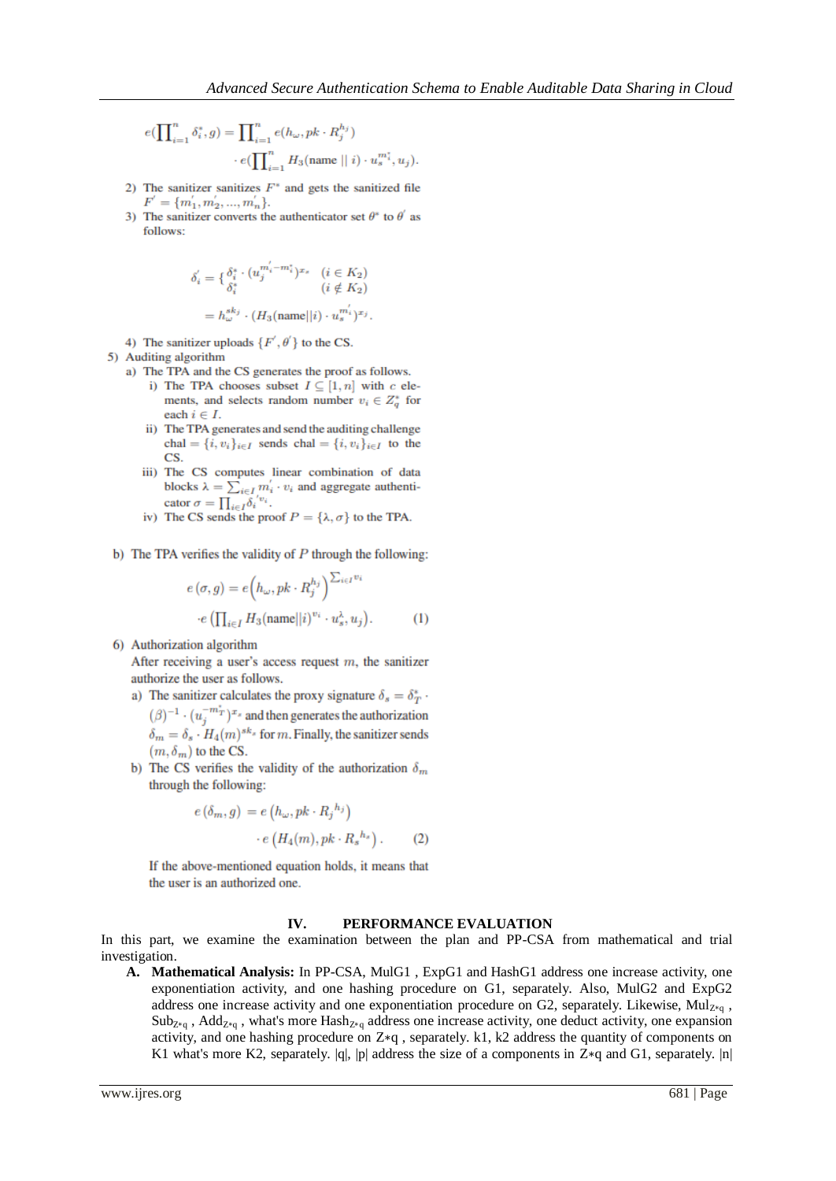$$e(\prod_{i=1}^{n} \delta_i^*, g) = \prod_{i=1}^{n} e(h_\omega, pk \cdot R_j^{h_j}) \cdot e(\prod_{i=1}^{n} H_3(\text{name} \,||\, i) \cdot u_s^{m_i^*}, u_j).$$

2) The sanitizer sanitizes $F^*$ and gets the sanitized file $F' = \{m_1', m_2', ..., m_n'\}$.
3) The sanitizer converts the authenticator set $\theta^*$ to $\theta'$ as follows:

$$\delta_i' = \begin{cases} \delta_i^* \cdot (u_j^{m_i' - m_i^*})^{x_s} & (i \in K_2) \\ \delta_i^* & (i \notin K_2) \end{cases}$$

$$= h_\omega^{sk_j} \cdot (H_3(\text{name}||i) \cdot u_s^{m_i'})^{x_j}.$$

4) The sanitizer uploads $\{F', \theta'\}$ to the CS.

5) Auditing algorithm
   a) The TPA and the CS generates the proof as follows.
      i) The TPA chooses subset $I \subseteq [1, n]$ with $c$ elements, and selects random number $v_i \in Z_q^*$ for each $i \in I$.
      ii) The TPA generates and send the auditing challenge chal $= \{i, v_i\}_{i \in I}$ sends chal $= \{i, v_i\}_{i \in I}$ to the CS.
      iii) The CS computes linear combination of data blocks $\lambda = \sum_{i \in I} m_i' \cdot v_i$ and aggregate authenticator $\sigma = \prod_{i \in I} \delta_i'^{v_i}$.
      iv) The CS sends the proof $P = \{\lambda, \sigma\}$ to the TPA.

   b) The TPA verifies the validity of $P$ through the following:

$$e(\sigma, g) = e\left(h_\omega, pk \cdot R_j^{h_j}\right)^{\sum_{i \in I} v_i} \cdot e\left(\prod_{i \in I} H_3(\text{name}||i)^{v_i} \cdot u_s^{\lambda}, u_j\right). \quad (1)$$

6) Authorization algorithm

   After receiving a user's access request $m$, the sanitizer authorize the user as follows.
   a) The sanitizer calculates the proxy signature $\delta_s = \delta_T^* \cdot (\beta)^{-1} \cdot (u_j^{-m_T^*})^{x_s}$ and then generates the authorization $\delta_m = \delta_s \cdot H_4(m)^{sk_s}$ for $m$. Finally, the sanitizer sends $(m, \delta_m)$ to the CS.
   b) The CS verifies the validity of the authorization $\delta_m$ through the following:

$$e(\delta_m, g) = e\left(h_\omega, pk \cdot R_j^{h_j}\right) \cdot e\left(H_4(m), pk \cdot R_s^{h_s}\right). \quad (2)$$

   If the above-mentioned equation holds, it means that the user is an authorized one.

## IV. PERFORMANCE EVALUATION

In this part, we examine the examination between the plan and PP-CSA from mathematical and trial investigation.

**A. Mathematical Analysis:** In PP-CSA, MulG1 , ExpG1 and HashG1 address one increase activity, one exponentiation activity, and one hashing procedure on G1, separately. Also, MulG2 and ExpG2 address one increase activity and one exponentiation procedure on G2, separately. Likewise, $Mul_{Z*q}$ , $Sub_{Z*q}$ , $Add_{Z*q}$ , what's more $Hash_{Z*q}$ address one increase activity, one deduct activity, one expansion activity, and one hashing procedure on Z∗q , separately. k1, k2 address the quantity of components on K1 what's more K2, separately. |q|, |p| address the size of a components in Z∗q and G1, separately. |n|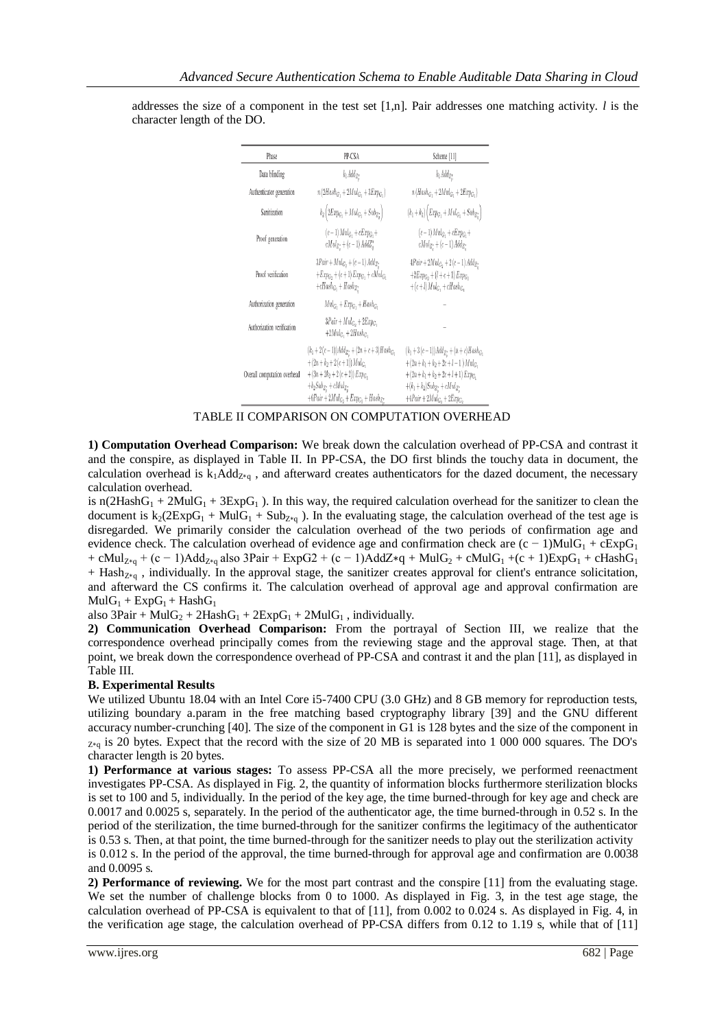addresses the size of a component in the test set [1,n]. Pair addresses one matching activity. $l$ is the character length of the DO.

| Phase | PP-CSA | Scheme [11] |
|---|---|---|
| Data blinding | $k_1 Add_{Z_q^*}$ | $k_1 Add_{Z_q^*}$ |
| Authenticator generation | $n(2Hash_{G_1} + 2Mul_{G_1} + 3Exp_{G_1})$ | $n(Hash_{G_1} + 2Mul_{G_1} + 2Exp_{G_1})$ |
| Sanitization | $k_2\left(2Exp_{G_1} + Mul_{G_1} + Sub_{Z_q^*}\right)$ | $(k_1 + k_2)\left(Exp_{G_1} + Mul_{G_1} + Sub_{Z_q^*}\right)$ |
| Proof generation | $(c-1)Mul_{G_1} + cExp_{G_1} + cMul_{Z_q^*} + (c-1)Add_{Z_q^*}$ | $(c-1)Mul_{G_1} + cExp_{G_1} + cMul_{Z_q^*} + (c-1)Add_{Z_q^*}$ |
| Proof verification | $3Pair + Mul_{G_2} + (c-1)Add_{Z_q^*} + Exp_{G_2} + (c+1)Exp_{G_1} + cMul_{G_1} + cHash_{G_1} + Hash_{Z_q^*}$ | $4Pair + 2Mul_{G_2} + 2(c-1)Add_{Z_q^*} + 2Exp_{G_2} + (l+c+1)Exp_{G_1} + (c+l)Mul_{G_1} + cHash_{G_1}$ |
| Authorization generation | $Mul_{G_1} + Exp_{G_1} + Hash_{G_1}$ | – |
| Authorization verification | $3Pair + Mul_{G_2} + 2Exp_{G_1} + 2Mul_{G_1} + 2Hash_{G_1}$ | – |
| Overall computation overhead | $(k_1 + 2(c-1))Add_{Z_q^*} + (2n+c+3)Hash_{G_1} + (2n+k_2+2(c+1))Mul_{G_1} + (3n+2k_2+2(c+2))Exp_{G_1} + k_2 Sub_{Z_q^*} + cMul_{Z_q^*} + 6Pair + 2Mul_{G_2} + Exp_{G_2} + Hash_{Z_q^*}$ | $(k_1 + 3(c-1))Add_{Z_q^*} + (n+c)Hash_{G_1} + (2n+k_1+k_2+2c+l-1)Mul_{G_1} + (2n+k_1+k_2+2c+l+1)Exp_{G_1} + (k_1+k_2)Sub_{Z_q^*} + cMul_{Z_q^*} + 4Pair + 2Mul_{G_2} + 2Exp_{G_2}$ |

TABLE II COMPARISON ON COMPUTATION OVERHEAD

**1) Computation Overhead Comparison:** We break down the calculation overhead of PP-CSA and contrast it and the conspire, as displayed in Table II. In PP-CSA, the DO first blinds the touchy data in document, the calculation overhead is $k_1 Add_{Z*q}$ , and afterward creates authenticators for the dazed document, the necessary calculation overhead.

is $n(2Hash_{G_1} + 2Mul_{G_1} + 3Exp_{G_1})$. In this way, the required calculation overhead for the sanitizer to clean the document is $k_2(2Exp_{G_1} + Mul_{G_1} + Sub_{Z*q})$. In the evaluating stage, the calculation overhead of the test age is disregarded. We primarily consider the calculation overhead of the two periods of confirmation age and evidence check. The calculation overhead of evidence age and confirmation check are $(c-1)Mul_{G_1} + cExp_{G_1} + cMul_{Z*q} + (c-1)Add_{Z*q}$ also $3Pair + ExpG2 + (c-1)AddZ*q + Mul_{G_2} + cMul_{G_1} + (c+1)Exp_{G_1} + cHash_{G_1} + Hash_{Z*q}$ , individually. In the approval stage, the sanitizer creates approval for client's entrance solicitation, and afterward the CS confirms it. The calculation overhead of approval age and approval confirmation are $Mul_{G_1} + Exp_{G_1} + Hash_{G_1}$

also $3Pair + Mul_{G_2} + 2Hash_{G_1} + 2Exp_{G_1} + 2Mul_{G_1}$ , individually.

**2) Communication Overhead Comparison:** From the portrayal of Section III, we realize that the correspondence overhead principally comes from the reviewing stage and the approval stage. Then, at that point, we break down the correspondence overhead of PP-CSA and contrast it and the plan [11], as displayed in Table III.

**B. Experimental Results**

We utilized Ubuntu 18.04 with an Intel Core i5-7400 CPU (3.0 GHz) and 8 GB memory for reproduction tests, utilizing boundary a.param in the free matching based cryptography library [39] and the GNU different accuracy number-crunching [40]. The size of the component in G1 is 128 bytes and the size of the component in $_{Z*q}$ is 20 bytes. Expect that the record with the size of 20 MB is separated into 1 000 000 squares. The DO's character length is 20 bytes.

**1) Performance at various stages:** To assess PP-CSA all the more precisely, we performed reenactment investigates PP-CSA. As displayed in Fig. 2, the quantity of information blocks furthermore sterilization blocks is set to 100 and 5, individually. In the period of the key age, the time burned-through for key age and check are 0.0017 and 0.0025 s, separately. In the period of the authenticator age, the time burned-through in 0.52 s. In the period of the sterilization, the time burned-through for the sanitizer confirms the legitimacy of the authenticator is 0.53 s. Then, at that point, the time burned-through for the sanitizer needs to play out the sterilization activity is 0.012 s. In the period of the approval, the time burned-through for approval age and confirmation are 0.0038 and 0.0095 s.

**2) Performance of reviewing.** We for the most part contrast and the conspire [11] from the evaluating stage. We set the number of challenge blocks from 0 to 1000. As displayed in Fig. 3, in the test age stage, the calculation overhead of PP-CSA is equivalent to that of [11], from 0.002 to 0.024 s. As displayed in Fig. 4, in the verification age stage, the calculation overhead of PP-CSA differs from 0.12 to 1.19 s, while that of [11]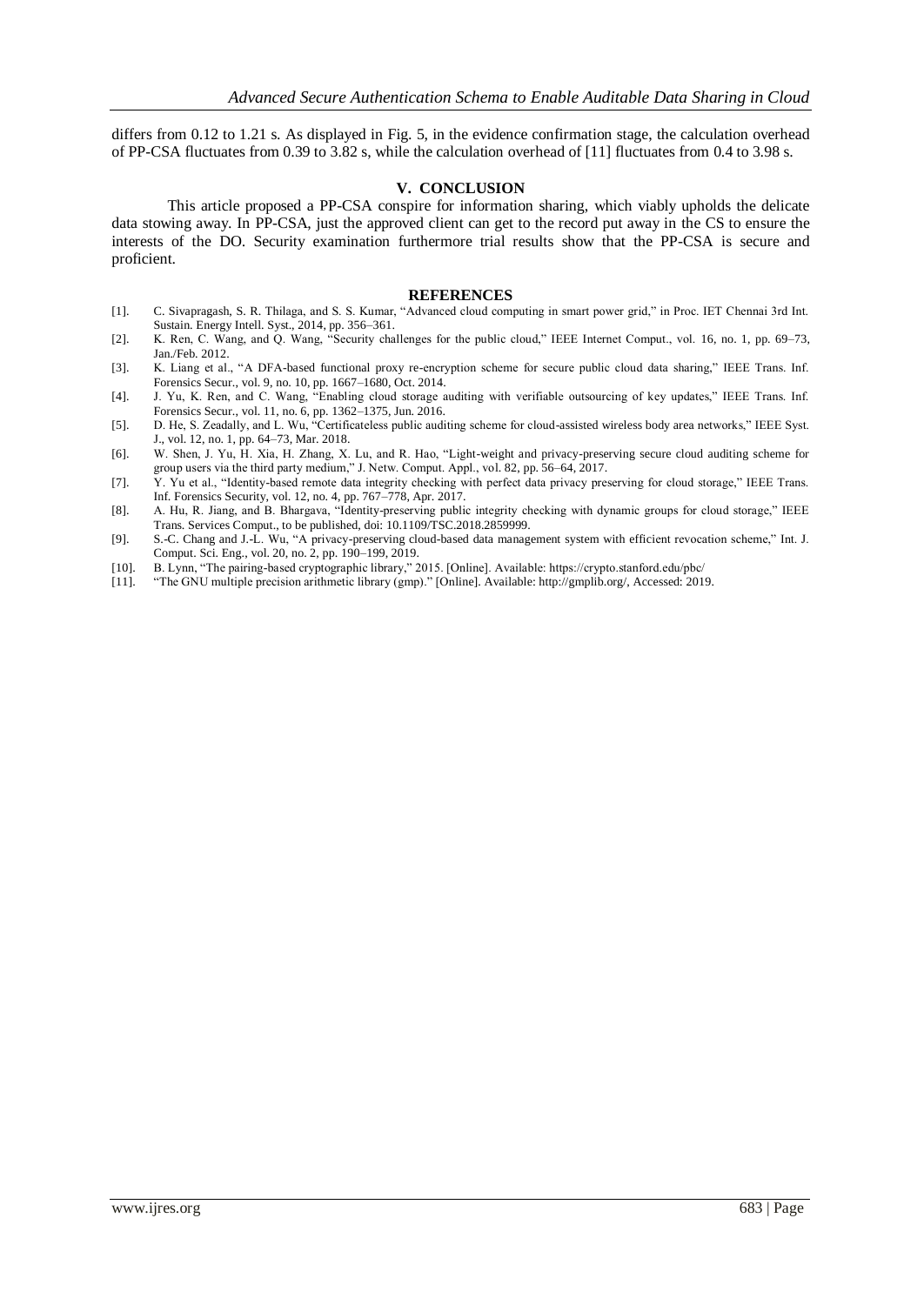differs from 0.12 to 1.21 s. As displayed in Fig. 5, in the evidence confirmation stage, the calculation overhead of PP-CSA fluctuates from 0.39 to 3.82 s, while the calculation overhead of [11] fluctuates from 0.4 to 3.98 s.

## V. CONCLUSION

This article proposed a PP-CSA conspire for information sharing, which viably upholds the delicate data stowing away. In PP-CSA, just the approved client can get to the record put away in the CS to ensure the interests of the DO. Security examination furthermore trial results show that the PP-CSA is secure and proficient.

## REFERENCES

[1]. C. Sivapragash, S. R. Thilaga, and S. S. Kumar, "Advanced cloud computing in smart power grid," in Proc. IET Chennai 3rd Int. Sustain. Energy Intell. Syst., 2014, pp. 356–361.

[2]. K. Ren, C. Wang, and Q. Wang, "Security challenges for the public cloud," IEEE Internet Comput., vol. 16, no. 1, pp. 69–73, Jan./Feb. 2012.

[3]. K. Liang et al., "A DFA-based functional proxy re-encryption scheme for secure public cloud data sharing," IEEE Trans. Inf. Forensics Secur., vol. 9, no. 10, pp. 1667–1680, Oct. 2014.

[4]. J. Yu, K. Ren, and C. Wang, "Enabling cloud storage auditing with verifiable outsourcing of key updates," IEEE Trans. Inf. Forensics Secur., vol. 11, no. 6, pp. 1362–1375, Jun. 2016.

[5]. D. He, S. Zeadally, and L. Wu, "Certificateless public auditing scheme for cloud-assisted wireless body area networks," IEEE Syst. J., vol. 12, no. 1, pp. 64–73, Mar. 2018.

[6]. W. Shen, J. Yu, H. Xia, H. Zhang, X. Lu, and R. Hao, "Light-weight and privacy-preserving secure cloud auditing scheme for group users via the third party medium," J. Netw. Comput. Appl., vol. 82, pp. 56–64, 2017.

[7]. Y. Yu et al., "Identity-based remote data integrity checking with perfect data privacy preserving for cloud storage," IEEE Trans. Inf. Forensics Security, vol. 12, no. 4, pp. 767–778, Apr. 2017.

[8]. A. Hu, R. Jiang, and B. Bhargava, "Identity-preserving public integrity checking with dynamic groups for cloud storage," IEEE Trans. Services Comput., to be published, doi: 10.1109/TSC.2018.2859999.

[9]. S.-C. Chang and J.-L. Wu, "A privacy-preserving cloud-based data management system with efficient revocation scheme," Int. J. Comput. Sci. Eng., vol. 20, no. 2, pp. 190–199, 2019.

[10]. B. Lynn, "The pairing-based cryptographic library," 2015. [Online]. Available: https://crypto.stanford.edu/pbc/

[11]. "The GNU multiple precision arithmetic library (gmp)." [Online]. Available: http://gmplib.org/, Accessed: 2019.